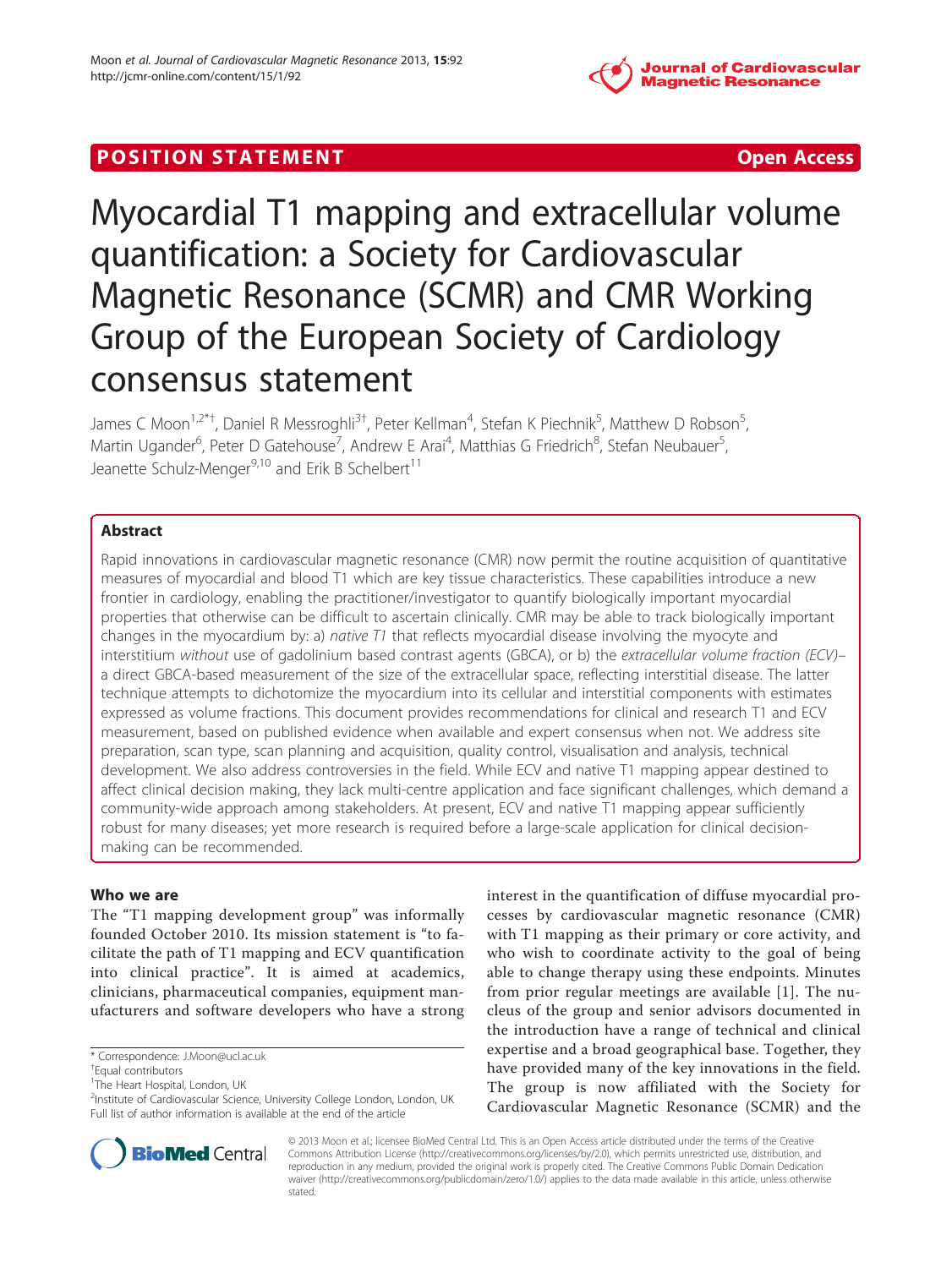POSITION STATEMENT Open Access

# Myocardial T1 mapping and extracellular volume quantification: a Society for Cardiovascular Magnetic Resonance (SCMR) and CMR Working Group of the European Society of Cardiology consensus statement

James C Moon[1,2*†], Daniel R Messroghli[3†], Peter Kellman[4], Stefan K Piechnik[5], Matthew D Robson[5], Martin Ugander[6], Peter D Gatehouse[7], Andrew E Arai[4], Matthias G Friedrich[8], Stefan Neubauer[5], Jeanette Schulz-Menger[9,10] and Erik B Schelbert[11]

## Abstract

Rapid innovations in cardiovascular magnetic resonance (CMR) now permit the routine acquisition of quantitative measures of myocardial and blood T1 which are key tissue characteristics. These capabilities introduce a new frontier in cardiology, enabling the practitioner/investigator to quantify biologically important myocardial properties that otherwise can be difficult to ascertain clinically. CMR may be able to track biologically important changes in the myocardium by: a) *native T1* that reflects myocardial disease involving the myocyte and interstitium *without* use of gadolinium based contrast agents (GBCA), or b) the *extracellular volume fraction (ECV)*– a direct GBCA-based measurement of the size of the extracellular space, reflecting interstitial disease. The latter technique attempts to dichotomize the myocardium into its cellular and interstitial components with estimates expressed as volume fractions. This document provides recommendations for clinical and research T1 and ECV measurement, based on published evidence when available and expert consensus when not. We address site preparation, scan type, scan planning and acquisition, quality control, visualisation and analysis, technical development. We also address controversies in the field. While ECV and native T1 mapping appear destined to affect clinical decision making, they lack multi-centre application and face significant challenges, which demand a community-wide approach among stakeholders. At present, ECV and native T1 mapping appear sufficiently robust for many diseases; yet more research is required before a large-scale application for clinical decision-making can be recommended.

## Who we are

The "T1 mapping development group" was informally founded October 2010. Its mission statement is "to facilitate the path of T1 mapping and ECV quantification into clinical practice". It is aimed at academics, clinicians, pharmaceutical companies, equipment manufacturers and software developers who have a strong interest in the quantification of diffuse myocardial processes by cardiovascular magnetic resonance (CMR) with T1 mapping as their primary or core activity, and who wish to coordinate activity to the goal of being able to change therapy using these endpoints. Minutes from prior regular meetings are available [1]. The nucleus of the group and senior advisors documented in the introduction have a range of technical and clinical expertise and a broad geographical base. Together, they have provided many of the key innovations in the field. The group is now affiliated with the Society for Cardiovascular Magnetic Resonance (SCMR) and the

\* Correspondence: J.Moon@ucl.ac.uk

†Equal contributors

[1]The Heart Hospital, London, UK

[2]Institute of Cardiovascular Science, University College London, London, UK

Full list of author information is available at the end of the article

© 2013 Moon et al.; licensee BioMed Central Ltd. This is an Open Access article distributed under the terms of the Creative Commons Attribution License (http://creativecommons.org/licenses/by/2.0), which permits unrestricted use, distribution, and reproduction in any medium, provided the original work is properly cited. The Creative Commons Public Domain Dedication waiver (http://creativecommons.org/publicdomain/zero/1.0/) applies to the data made available in this article, unless otherwise stated.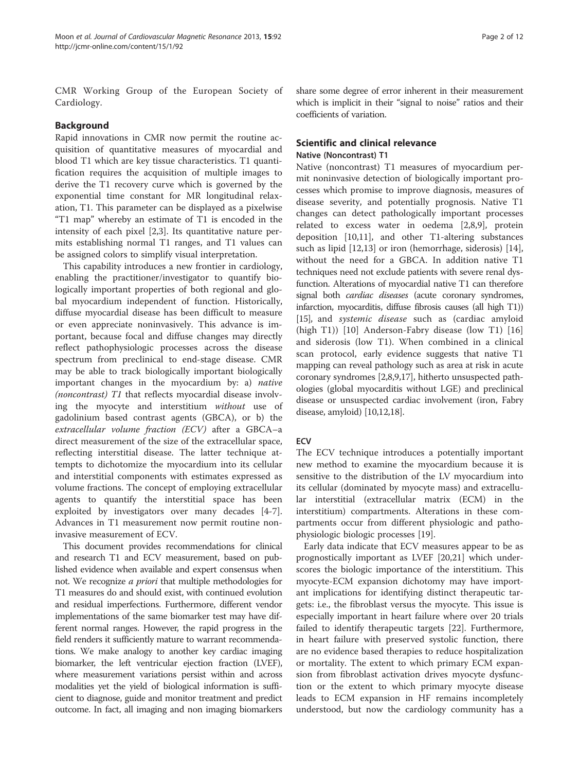CMR Working Group of the European Society of Cardiology.

## Background

Rapid innovations in CMR now permit the routine acquisition of quantitative measures of myocardial and blood T1 which are key tissue characteristics. T1 quantification requires the acquisition of multiple images to derive the T1 recovery curve which is governed by the exponential time constant for MR longitudinal relaxation, T1. This parameter can be displayed as a pixelwise "T1 map" whereby an estimate of T1 is encoded in the intensity of each pixel [2,3]. Its quantitative nature permits establishing normal T1 ranges, and T1 values can be assigned colors to simplify visual interpretation.

This capability introduces a new frontier in cardiology, enabling the practitioner/investigator to quantify biologically important properties of both regional and global myocardium independent of function. Historically, diffuse myocardial disease has been difficult to measure or even appreciate noninvasively. This advance is important, because focal and diffuse changes may directly reflect pathophysiologic processes across the disease spectrum from preclinical to end-stage disease. CMR may be able to track biologically important biologically important changes in the myocardium by: a) *native (noncontrast) T1* that reflects myocardial disease involving the myocyte and interstitium *without* use of gadolinium based contrast agents (GBCA), or b) the *extracellular volume fraction (ECV)* after a GBCA–a direct measurement of the size of the extracellular space, reflecting interstitial disease. The latter technique attempts to dichotomize the myocardium into its cellular and interstitial components with estimates expressed as volume fractions. The concept of employing extracellular agents to quantify the interstitial space has been exploited by investigators over many decades [4-7]. Advances in T1 measurement now permit routine noninvasive measurement of ECV.

This document provides recommendations for clinical and research T1 and ECV measurement, based on published evidence when available and expert consensus when not. We recognize *a priori* that multiple methodologies for T1 measures do and should exist, with continued evolution and residual imperfections. Furthermore, different vendor implementations of the same biomarker test may have different normal ranges. However, the rapid progress in the field renders it sufficiently mature to warrant recommendations. We make analogy to another key cardiac imaging biomarker, the left ventricular ejection fraction (LVEF), where measurement variations persist within and across modalities yet the yield of biological information is sufficient to diagnose, guide and monitor treatment and predict outcome. In fact, all imaging and non imaging biomarkers share some degree of error inherent in their measurement which is implicit in their "signal to noise" ratios and their coefficients of variation.

## Scientific and clinical relevance

### Native (Noncontrast) T1

Native (noncontrast) T1 measures of myocardium permit noninvasive detection of biologically important processes which promise to improve diagnosis, measures of disease severity, and potentially prognosis. Native T1 changes can detect pathologically important processes related to excess water in oedema [2,8,9], protein deposition [10,11], and other T1-altering substances such as lipid [12,13] or iron (hemorrhage, siderosis) [14], without the need for a GBCA. In addition native T1 techniques need not exclude patients with severe renal dysfunction. Alterations of myocardial native T1 can therefore signal both *cardiac diseases* (acute coronary syndromes, infarction, myocarditis, diffuse fibrosis causes (all high T1)) [15], and *systemic disease* such as (cardiac amyloid (high T1)) [10] Anderson-Fabry disease (low T1) [16] and siderosis (low T1). When combined in a clinical scan protocol, early evidence suggests that native T1 mapping can reveal pathology such as area at risk in acute coronary syndromes [2,8,9,17], hitherto unsuspected pathologies (global myocarditis without LGE) and preclinical disease or unsuspected cardiac involvement (iron, Fabry disease, amyloid) [10,12,18].

### ECV

The ECV technique introduces a potentially important new method to examine the myocardium because it is sensitive to the distribution of the LV myocardium into its cellular (dominated by myocyte mass) and extracellular interstitial (extracellular matrix (ECM) in the interstitium) compartments. Alterations in these compartments occur from different physiologic and pathophysiologic biologic processes [19].

Early data indicate that ECV measures appear to be as prognostically important as LVEF [20,21] which underscores the biologic importance of the interstitium. This myocyte-ECM expansion dichotomy may have important implications for identifying distinct therapeutic targets: i.e., the fibroblast versus the myocyte. This issue is especially important in heart failure where over 20 trials failed to identify therapeutic targets [22]. Furthermore, in heart failure with preserved systolic function, there are no evidence based therapies to reduce hospitalization or mortality. The extent to which primary ECM expansion from fibroblast activation drives myocyte dysfunction or the extent to which primary myocyte disease leads to ECM expansion in HF remains incompletely understood, but now the cardiology community has a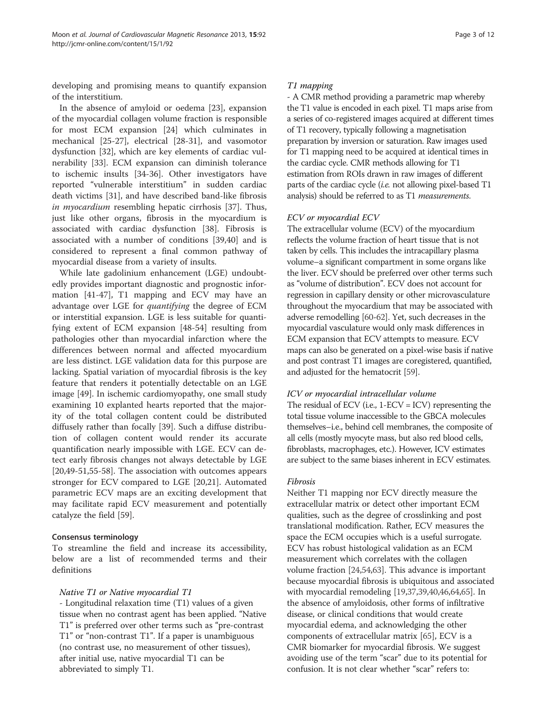developing and promising means to quantify expansion of the interstitium.

In the absence of amyloid or oedema [23], expansion of the myocardial collagen volume fraction is responsible for most ECM expansion [24] which culminates in mechanical [25-27], electrical [28-31], and vasomotor dysfunction [32], which are key elements of cardiac vulnerability [33]. ECM expansion can diminish tolerance to ischemic insults [34-36]. Other investigators have reported "vulnerable interstitium" in sudden cardiac death victims [31], and have described band-like fibrosis *in myocardium* resembling hepatic cirrhosis [37]. Thus, just like other organs, fibrosis in the myocardium is associated with cardiac dysfunction [38]. Fibrosis is associated with a number of conditions [39,40] and is considered to represent a final common pathway of myocardial disease from a variety of insults.

While late gadolinium enhancement (LGE) undoubtedly provides important diagnostic and prognostic information [41-47], T1 mapping and ECV may have an advantage over LGE for *quantifying* the degree of ECM or interstitial expansion. LGE is less suitable for quantifying extent of ECM expansion [48-54] resulting from pathologies other than myocardial infarction where the differences between normal and affected myocardium are less distinct. LGE validation data for this purpose are lacking. Spatial variation of myocardial fibrosis is the key feature that renders it potentially detectable on an LGE image [49]. In ischemic cardiomyopathy, one small study examining 10 explanted hearts reported that the majority of the total collagen content could be distributed diffusely rather than focally [39]. Such a diffuse distribution of collagen content would render its accurate quantification nearly impossible with LGE. ECV can detect early fibrosis changes not always detectable by LGE [20,49-51,55-58]. The association with outcomes appears stronger for ECV compared to LGE [20,21]. Automated parametric ECV maps are an exciting development that may facilitate rapid ECV measurement and potentially catalyze the field [59].

## Consensus terminology

To streamline the field and increase its accessibility, below are a list of recommended terms and their definitions

*Native T1 or Native myocardial T1*

- Longitudinal relaxation time (T1) values of a given tissue when no contrast agent has been applied. "Native T1" is preferred over other terms such as "pre-contrast T1" or "non-contrast T1". If a paper is unambiguous (no contrast use, no measurement of other tissues), after initial use, native myocardial T1 can be abbreviated to simply T1.

*T1 mapping*

- A CMR method providing a parametric map whereby the T1 value is encoded in each pixel. T1 maps arise from a series of co-registered images acquired at different times of T1 recovery, typically following a magnetisation preparation by inversion or saturation. Raw images used for T1 mapping need to be acquired at identical times in the cardiac cycle. CMR methods allowing for T1 estimation from ROIs drawn in raw images of different parts of the cardiac cycle (*i.e.* not allowing pixel-based T1 analysis) should be referred to as T1 *measurements*.

*ECV or myocardial ECV*

The extracellular volume (ECV) of the myocardium reflects the volume fraction of heart tissue that is not taken by cells. This includes the intracapillary plasma volume–a significant compartment in some organs like the liver. ECV should be preferred over other terms such as "volume of distribution". ECV does not account for regression in capillary density or other microvasculature throughout the myocardium that may be associated with adverse remodelling [60-62]. Yet, such decreases in the myocardial vasculature would only mask differences in ECM expansion that ECV attempts to measure. ECV maps can also be generated on a pixel-wise basis if native and post contrast T1 images are coregistered, quantified, and adjusted for the hematocrit [59].

*ICV or myocardial intracellular volume*

The residual of ECV (i.e., 1-ECV = ICV) representing the total tissue volume inaccessible to the GBCA molecules themselves–i.e., behind cell membranes, the composite of all cells (mostly myocyte mass, but also red blood cells, fibroblasts, macrophages, etc.). However, ICV estimates are subject to the same biases inherent in ECV estimates.

*Fibrosis*

Neither T1 mapping nor ECV directly measure the extracellular matrix or detect other important ECM qualities, such as the degree of crosslinking and post translational modification. Rather, ECV measures the space the ECM occupies which is a useful surrogate. ECV has robust histological validation as an ECM measurement which correlates with the collagen volume fraction [24,54,63]. This advance is important because myocardial fibrosis is ubiquitous and associated with myocardial remodeling [19,37,39,40,46,64,65]. In the absence of amyloidosis, other forms of infiltrative disease, or clinical conditions that would create myocardial edema, and acknowledging the other components of extracellular matrix [65], ECV is a CMR biomarker for myocardial fibrosis. We suggest avoiding use of the term "scar" due to its potential for confusion. It is not clear whether "scar" refers to: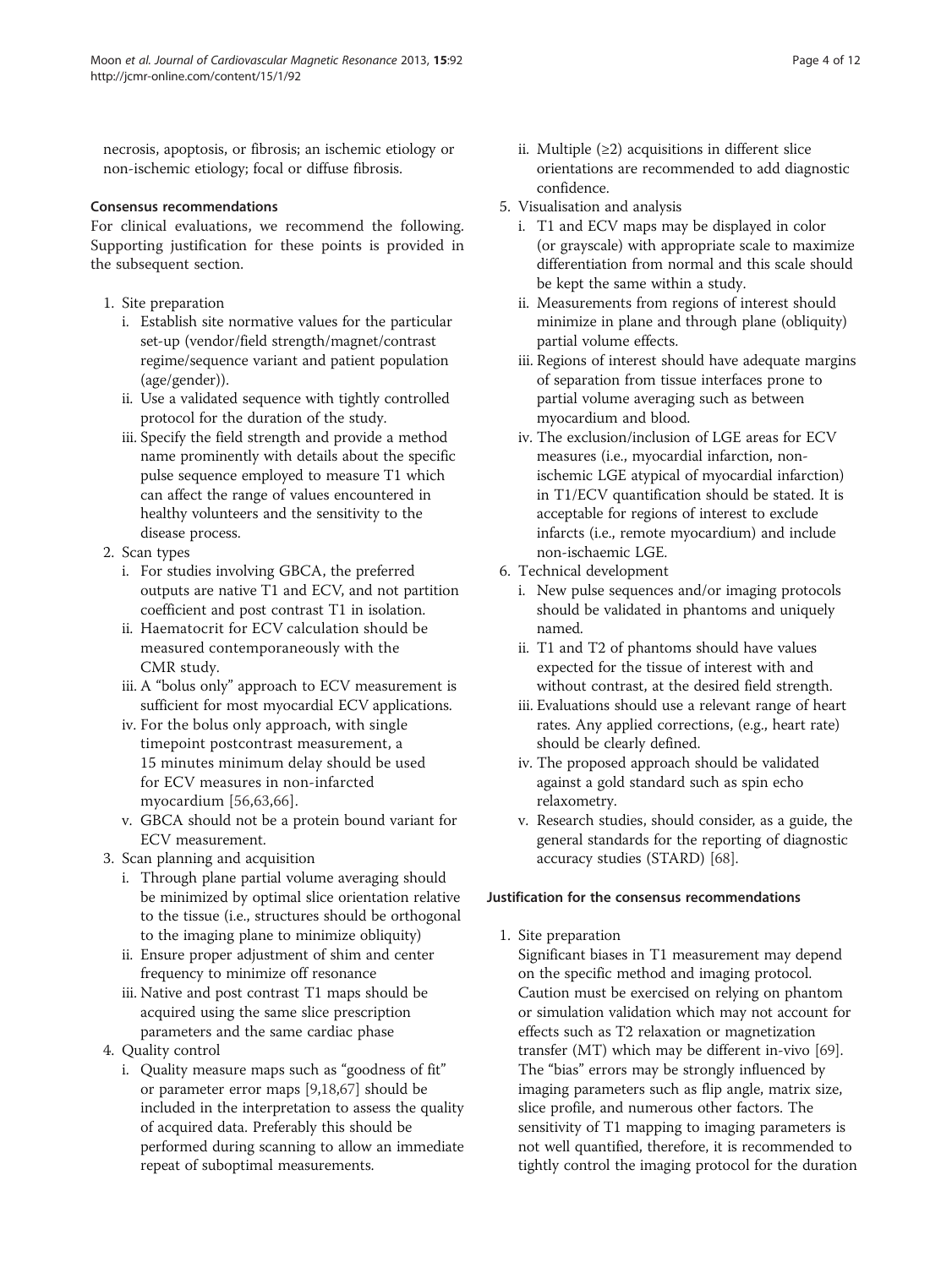necrosis, apoptosis, or fibrosis; an ischemic etiology or non-ischemic etiology; focal or diffuse fibrosis.

### Consensus recommendations

For clinical evaluations, we recommend the following. Supporting justification for these points is provided in the subsequent section.

1. Site preparation
   - i. Establish site normative values for the particular set-up (vendor/field strength/magnet/contrast regime/sequence variant and patient population (age/gender)).
   - ii. Use a validated sequence with tightly controlled protocol for the duration of the study.
   - iii. Specify the field strength and provide a method name prominently with details about the specific pulse sequence employed to measure T1 which can affect the range of values encountered in healthy volunteers and the sensitivity to the disease process.
2. Scan types
   - i. For studies involving GBCA, the preferred outputs are native T1 and ECV, and not partition coefficient and post contrast T1 in isolation.
   - ii. Haematocrit for ECV calculation should be measured contemporaneously with the CMR study.
   - iii. A "bolus only" approach to ECV measurement is sufficient for most myocardial ECV applications.
   - iv. For the bolus only approach, with single timepoint postcontrast measurement, a 15 minutes minimum delay should be used for ECV measures in non-infarcted myocardium [56,63,66].
   - v. GBCA should not be a protein bound variant for ECV measurement.
3. Scan planning and acquisition
   - i. Through plane partial volume averaging should be minimized by optimal slice orientation relative to the tissue (i.e., structures should be orthogonal to the imaging plane to minimize obliquity)
   - ii. Ensure proper adjustment of shim and center frequency to minimize off resonance
   - iii. Native and post contrast T1 maps should be acquired using the same slice prescription parameters and the same cardiac phase
4. Quality control
   - i. Quality measure maps such as "goodness of fit" or parameter error maps [9,18,67] should be included in the interpretation to assess the quality of acquired data. Preferably this should be performed during scanning to allow an immediate repeat of suboptimal measurements.
   - ii. Multiple (≥2) acquisitions in different slice orientations are recommended to add diagnostic confidence.
5. Visualisation and analysis
   - i. T1 and ECV maps may be displayed in color (or grayscale) with appropriate scale to maximize differentiation from normal and this scale should be kept the same within a study.
   - ii. Measurements from regions of interest should minimize in plane and through plane (obliquity) partial volume effects.
   - iii. Regions of interest should have adequate margins of separation from tissue interfaces prone to partial volume averaging such as between myocardium and blood.
   - iv. The exclusion/inclusion of LGE areas for ECV measures (i.e., myocardial infarction, non-ischemic LGE atypical of myocardial infarction) in T1/ECV quantification should be stated. It is acceptable for regions of interest to exclude infarcts (i.e., remote myocardium) and include non-ischaemic LGE.
6. Technical development
   - i. New pulse sequences and/or imaging protocols should be validated in phantoms and uniquely named.
   - ii. T1 and T2 of phantoms should have values expected for the tissue of interest with and without contrast, at the desired field strength.
   - iii. Evaluations should use a relevant range of heart rates. Any applied corrections, (e.g., heart rate) should be clearly defined.
   - iv. The proposed approach should be validated against a gold standard such as spin echo relaxometry.
   - v. Research studies, should consider, as a guide, the general standards for the reporting of diagnostic accuracy studies (STARD) [68].

### Justification for the consensus recommendations

1. Site preparation

   Significant biases in T1 measurement may depend on the specific method and imaging protocol. Caution must be exercised on relying on phantom or simulation validation which may not account for effects such as T2 relaxation or magnetization transfer (MT) which may be different in-vivo [69]. The "bias" errors may be strongly influenced by imaging parameters such as flip angle, matrix size, slice profile, and numerous other factors. The sensitivity of T1 mapping to imaging parameters is not well quantified, therefore, it is recommended to tightly control the imaging protocol for the duration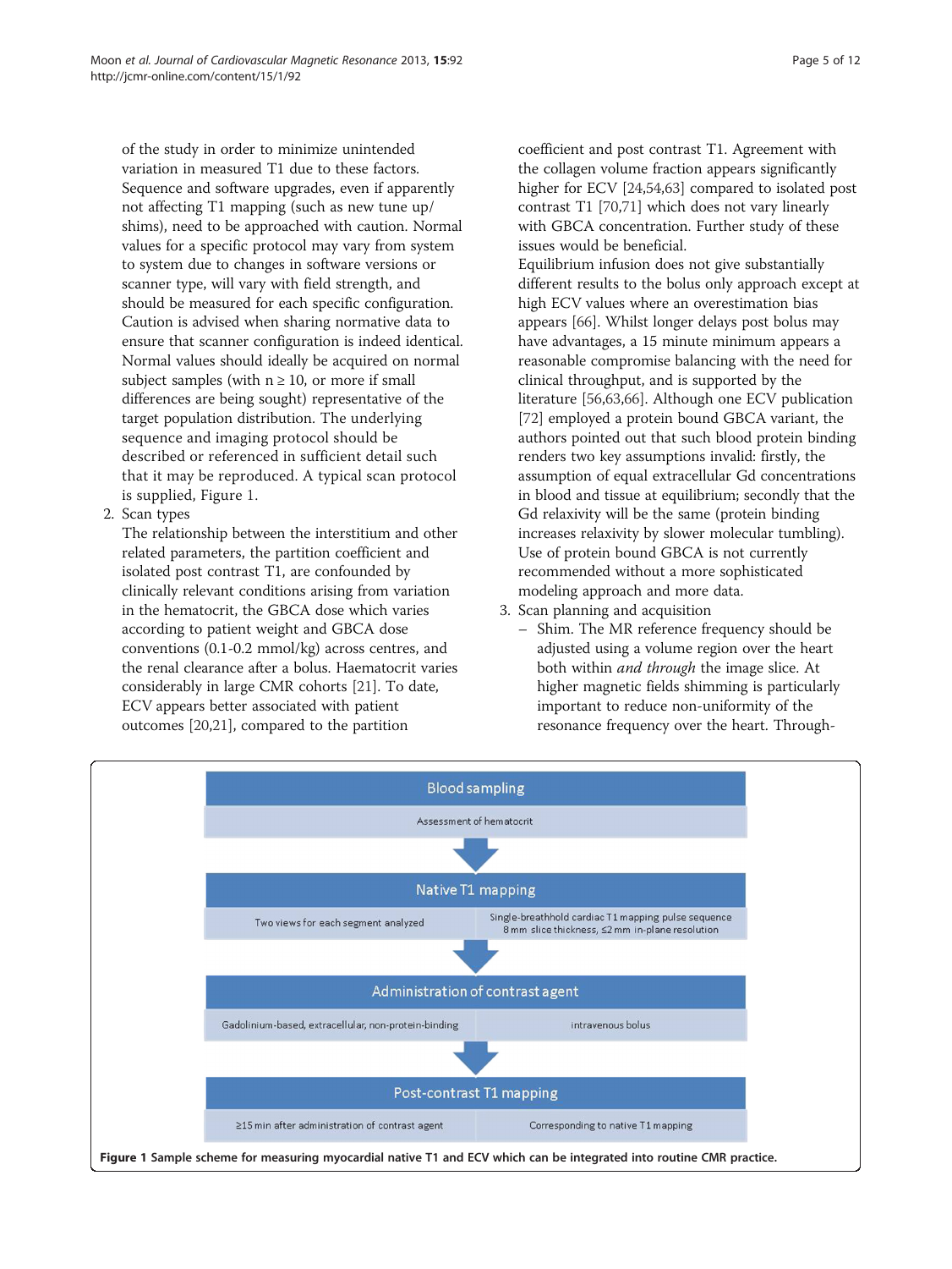of the study in order to minimize unintended variation in measured T1 due to these factors. Sequence and software upgrades, even if apparently not affecting T1 mapping (such as new tune up/ shims), need to be approached with caution. Normal values for a specific protocol may vary from system to system due to changes in software versions or scanner type, will vary with field strength, and should be measured for each specific configuration. Caution is advised when sharing normative data to ensure that scanner configuration is indeed identical. Normal values should ideally be acquired on normal subject samples (with n ≥ 10, or more if small differences are being sought) representative of the target population distribution. The underlying sequence and imaging protocol should be described or referenced in sufficient detail such that it may be reproduced. A typical scan protocol is supplied, Figure 1.

2. Scan types

   The relationship between the interstitium and other related parameters, the partition coefficient and isolated post contrast T1, are confounded by clinically relevant conditions arising from variation in the hematocrit, the GBCA dose which varies according to patient weight and GBCA dose conventions (0.1-0.2 mmol/kg) across centres, and the renal clearance after a bolus. Haematocrit varies considerably in large CMR cohorts [21]. To date, ECV appears better associated with patient outcomes [20,21], compared to the partition coefficient and post contrast T1. Agreement with the collagen volume fraction appears significantly higher for ECV [24,54,63] compared to isolated post contrast T1 [70,71] which does not vary linearly with GBCA concentration. Further study of these issues would be beneficial.

   Equilibrium infusion does not give substantially different results to the bolus only approach except at high ECV values where an overestimation bias appears [66]. Whilst longer delays post bolus may have advantages, a 15 minute minimum appears a reasonable compromise balancing with the need for clinical throughput, and is supported by the literature [56,63,66]. Although one ECV publication [72] employed a protein bound GBCA variant, the authors pointed out that such blood protein binding renders two key assumptions invalid: firstly, the assumption of equal extracellular Gd concentrations in blood and tissue at equilibrium; secondly that the Gd relaxivity will be the same (protein binding increases relaxivity by slower molecular tumbling). Use of protein bound GBCA is not currently recommended without a more sophisticated modeling approach and more data.

3. Scan planning and acquisition

   – Shim. The MR reference frequency should be adjusted using a volume region over the heart both within *and through* the image slice. At higher magnetic fields shimming is particularly important to reduce non-uniformity of the resonance frequency over the heart. Through-

| Blood sampling | |
|---|---|
| Assessment of hematocrit | |
| **Native T1 mapping** | |
| Two views for each segment analyzed | Single-breathhold cardiac T1 mapping pulse sequence 8 mm slice thickness, ≤2 mm in-plane resolution |
| **Administration of contrast agent** | |
| Gadolinium-based, extracellular, non-protein-binding | intravenous bolus |
| **Post-contrast T1 mapping** | |
| ≥15 min after administration of contrast agent | Corresponding to native T1 mapping |

**Figure 1 Sample scheme for measuring myocardial native T1 and ECV which can be integrated into routine CMR practice.**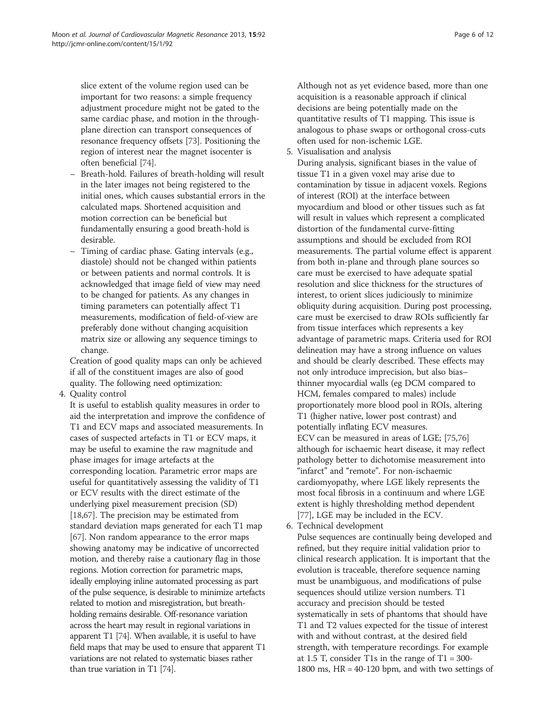slice extent of the volume region used can be important for two reasons: a simple frequency adjustment procedure might not be gated to the same cardiac phase, and motion in the through-plane direction can transport consequences of resonance frequency offsets [73]. Positioning the region of interest near the magnet isocenter is often beneficial [74].

- Breath-hold. Failures of breath-holding will result in the later images not being registered to the initial ones, which causes substantial errors in the calculated maps. Shortened acquisition and motion correction can be beneficial but fundamentally ensuring a good breath-hold is desirable.
- Timing of cardiac phase. Gating intervals (e.g., diastole) should not be changed within patients or between patients and normal controls. It is acknowledged that image field of view may need to be changed for patients. As any changes in timing parameters can potentially affect T1 measurements, modification of field-of-view are preferably done without changing acquisition matrix size or allowing any sequence timings to change.

Creation of good quality maps can only be achieved if all of the constituent images are also of good quality. The following need optimization:

4. Quality control

It is useful to establish quality measures in order to aid the interpretation and improve the confidence of T1 and ECV maps and associated measurements. In cases of suspected artefacts in T1 or ECV maps, it may be useful to examine the raw magnitude and phase images for image artefacts at the corresponding location. Parametric error maps are useful for quantitatively assessing the validity of T1 or ECV results with the direct estimate of the underlying pixel measurement precision (SD) [18,67]. The precision may be estimated from standard deviation maps generated for each T1 map [67]. Non random appearance to the error maps showing anatomy may be indicative of uncorrected motion, and thereby raise a cautionary flag in those regions. Motion correction for parametric maps, ideally employing inline automated processing as part of the pulse sequence, is desirable to minimize artefacts related to motion and misregistration, but breath-holding remains desirable. Off-resonance variation across the heart may result in regional variations in apparent T1 [74]. When available, it is useful to have field maps that may be used to ensure that apparent T1 variations are not related to systematic biases rather than true variation in T1 [74].

Although not as yet evidence based, more than one acquisition is a reasonable approach if clinical decisions are being potentially made on the quantitative results of T1 mapping. This issue is analogous to phase swaps or orthogonal cross-cuts often used for non-ischemic LGE.

5. Visualisation and analysis

During analysis, significant biases in the value of tissue T1 in a given voxel may arise due to contamination by tissue in adjacent voxels. Regions of interest (ROI) at the interface between myocardium and blood or other tissues such as fat will result in values which represent a complicated distortion of the fundamental curve-fitting assumptions and should be excluded from ROI measurements. The partial volume effect is apparent from both in-plane and through plane sources so care must be exercised to have adequate spatial resolution and slice thickness for the structures of interest, to orient slices judiciously to minimize obliquity during acquisition. During post processing, care must be exercised to draw ROIs sufficiently far from tissue interfaces which represents a key advantage of parametric maps. Criteria used for ROI delineation may have a strong influence on values and should be clearly described. These effects may not only introduce imprecision, but also bias– thinner myocardial walls (eg DCM compared to HCM, females compared to males) include proportionately more blood pool in ROIs, altering T1 (higher native, lower post contrast) and potentially inflating ECV measures.

ECV can be measured in areas of LGE; [75,76] although for ischaemic heart disease, it may reflect pathology better to dichotomise measurement into "infarct" and "remote". For non-ischaemic cardiomyopathy, where LGE likely represents the most focal fibrosis in a continuum and where LGE extent is highly thresholding method dependent [77], LGE may be included in the ECV.

6. Technical development

Pulse sequences are continually being developed and refined, but they require initial validation prior to clinical research application. It is important that the evolution is traceable, therefore sequence naming must be unambiguous, and modifications of pulse sequences should utilize version numbers. T1 accuracy and precision should be tested systematically in sets of phantoms that should have T1 and T2 values expected for the tissue of interest with and without contrast, at the desired field strength, with temperature recordings. For example at 1.5 T, consider T1s in the range of T1 = 300-1800 ms, HR = 40-120 bpm, and with two settings of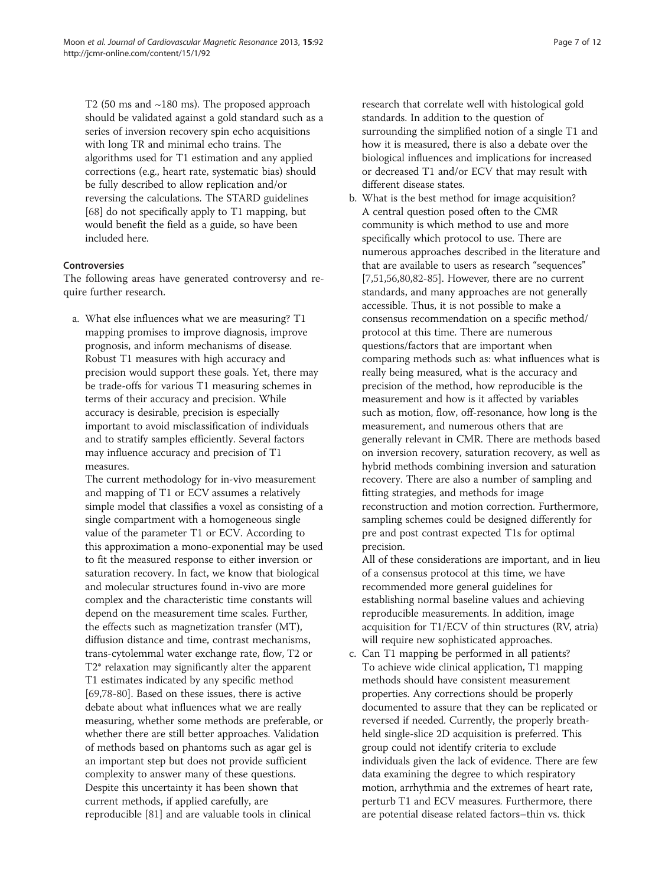T2 (50 ms and ~180 ms). The proposed approach should be validated against a gold standard such as a series of inversion recovery spin echo acquisitions with long TR and minimal echo trains. The algorithms used for T1 estimation and any applied corrections (e.g., heart rate, systematic bias) should be fully described to allow replication and/or reversing the calculations. The STARD guidelines [68] do not specifically apply to T1 mapping, but would benefit the field as a guide, so have been included here.

#### Controversies

The following areas have generated controversy and require further research.

a. What else influences what we are measuring? T1 mapping promises to improve diagnosis, improve prognosis, and inform mechanisms of disease. Robust T1 measures with high accuracy and precision would support these goals. Yet, there may be trade-offs for various T1 measuring schemes in terms of their accuracy and precision. While accuracy is desirable, precision is especially important to avoid misclassification of individuals and to stratify samples efficiently. Several factors may influence accuracy and precision of T1 measures.

   The current methodology for in-vivo measurement and mapping of T1 or ECV assumes a relatively simple model that classifies a voxel as consisting of a single compartment with a homogeneous single value of the parameter T1 or ECV. According to this approximation a mono-exponential may be used to fit the measured response to either inversion or saturation recovery. In fact, we know that biological and molecular structures found in-vivo are more complex and the characteristic time constants will depend on the measurement time scales. Further, the effects such as magnetization transfer (MT), diffusion distance and time, contrast mechanisms, trans-cytolemmal water exchange rate, flow, T2 or T2* relaxation may significantly alter the apparent T1 estimates indicated by any specific method [69,78-80]. Based on these issues, there is active debate about what influences what we are really measuring, whether some methods are preferable, or whether there are still better approaches. Validation of methods based on phantoms such as agar gel is an important step but does not provide sufficient complexity to answer many of these questions. Despite this uncertainty it has been shown that current methods, if applied carefully, are reproducible [81] and are valuable tools in clinical research that correlate well with histological gold standards. In addition to the question of surrounding the simplified notion of a single T1 and how it is measured, there is also a debate over the biological influences and implications for increased or decreased T1 and/or ECV that may result with different disease states.

b. What is the best method for image acquisition? A central question posed often to the CMR community is which method to use and more specifically which protocol to use. There are numerous approaches described in the literature and that are available to users as research "sequences" [7,51,56,80,82-85]. However, there are no current standards, and many approaches are not generally accessible. Thus, it is not possible to make a consensus recommendation on a specific method/ protocol at this time. There are numerous questions/factors that are important when comparing methods such as: what influences what is really being measured, what is the accuracy and precision of the method, how reproducible is the measurement and how is it affected by variables such as motion, flow, off-resonance, how long is the measurement, and numerous others that are generally relevant in CMR. There are methods based on inversion recovery, saturation recovery, as well as hybrid methods combining inversion and saturation recovery. There are also a number of sampling and fitting strategies, and methods for image reconstruction and motion correction. Furthermore, sampling schemes could be designed differently for pre and post contrast expected T1s for optimal precision.

   All of these considerations are important, and in lieu of a consensus protocol at this time, we have recommended more general guidelines for establishing normal baseline values and achieving reproducible measurements. In addition, image acquisition for T1/ECV of thin structures (RV, atria) will require new sophisticated approaches.

c. Can T1 mapping be performed in all patients? To achieve wide clinical application, T1 mapping methods should have consistent measurement properties. Any corrections should be properly documented to assure that they can be replicated or reversed if needed. Currently, the properly breath-held single-slice 2D acquisition is preferred. This group could not identify criteria to exclude individuals given the lack of evidence. There are few data examining the degree to which respiratory motion, arrhythmia and the extremes of heart rate, perturb T1 and ECV measures. Furthermore, there are potential disease related factors–thin vs. thick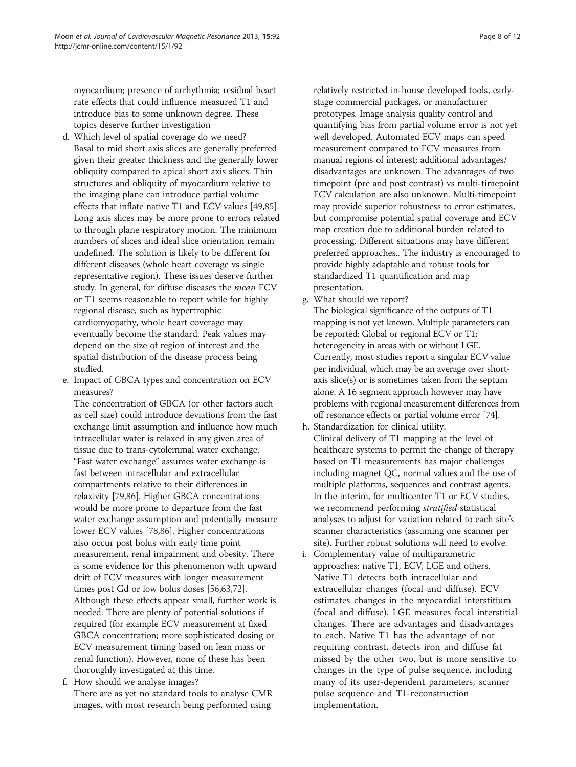myocardium; presence of arrhythmia; residual heart rate effects that could influence measured T1 and introduce bias to some unknown degree. These topics deserve further investigation

d. Which level of spatial coverage do we need?
   Basal to mid short axis slices are generally preferred given their greater thickness and the generally lower obliquity compared to apical short axis slices. Thin structures and obliquity of myocardium relative to the imaging plane can introduce partial volume effects that inflate native T1 and ECV values [49,85]. Long axis slices may be more prone to errors related to through plane respiratory motion. The minimum numbers of slices and ideal slice orientation remain undefined. The solution is likely to be different for different diseases (whole heart coverage vs single representative region). These issues deserve further study. In general, for diffuse diseases the *mean* ECV or T1 seems reasonable to report while for highly regional disease, such as hypertrophic cardiomyopathy, whole heart coverage may eventually become the standard. Peak values may depend on the size of region of interest and the spatial distribution of the disease process being studied.

e. Impact of GBCA types and concentration on ECV measures?
   The concentration of GBCA (or other factors such as cell size) could introduce deviations from the fast exchange limit assumption and influence how much intracellular water is relaxed in any given area of tissue due to trans-cytolemmal water exchange. "Fast water exchange" assumes water exchange is fast between intracellular and extracellular compartments relative to their differences in relaxivity [79,86]. Higher GBCA concentrations would be more prone to departure from the fast water exchange assumption and potentially measure lower ECV values [78,86]. Higher concentrations also occur post bolus with early time point measurement, renal impairment and obesity. There is some evidence for this phenomenon with upward drift of ECV measures with longer measurement times post Gd or low bolus doses [56,63,72]. Although these effects appear small, further work is needed. There are plenty of potential solutions if required (for example ECV measurement at fixed GBCA concentration; more sophisticated dosing or ECV measurement timing based on lean mass or renal function). However, none of these has been thoroughly investigated at this time.

f. How should we analyse images?
   There are as yet no standard tools to analyse CMR images, with most research being performed using relatively restricted in-house developed tools, early-stage commercial packages, or manufacturer prototypes. Image analysis quality control and quantifying bias from partial volume error is not yet well developed. Automated ECV maps can speed measurement compared to ECV measures from manual regions of interest; additional advantages/disadvantages are unknown. The advantages of two timepoint (pre and post contrast) vs multi-timepoint ECV calculation are also unknown. Multi-timepoint may provide superior robustness to error estimates, but compromise potential spatial coverage and ECV map creation due to additional burden related to processing. Different situations may have different preferred approaches.. The industry is encouraged to provide highly adaptable and robust tools for standardized T1 quantification and map presentation.

g. What should we report?
   The biological significance of the outputs of T1 mapping is not yet known. Multiple parameters can be reported: Global or regional ECV or T1; heterogeneity in areas with or without LGE. Currently, most studies report a singular ECV value per individual, which may be an average over short-axis slice(s) or is sometimes taken from the septum alone. A 16 segment approach however may have problems with regional measurement differences from off resonance effects or partial volume error [74].

h. Standardization for clinical utility.
   Clinical delivery of T1 mapping at the level of healthcare systems to permit the change of therapy based on T1 measurements has major challenges including magnet QC, normal values and the use of multiple platforms, sequences and contrast agents. In the interim, for multicenter T1 or ECV studies, we recommend performing *stratified* statistical analyses to adjust for variation related to each site's scanner characteristics (assuming one scanner per site). Further robust solutions will need to evolve.

i. Complementary value of multiparametric approaches: native T1, ECV, LGE and others.
   Native T1 detects both intracellular and extracellular changes (focal and diffuse). ECV estimates changes in the myocardial interstitium (focal and diffuse). LGE measures focal interstitial changes. There are advantages and disadvantages to each. Native T1 has the advantage of not requiring contrast, detects iron and diffuse fat missed by the other two, but is more sensitive to changes in the type of pulse sequence, including many of its user-dependent parameters, scanner pulse sequence and T1-reconstruction implementation.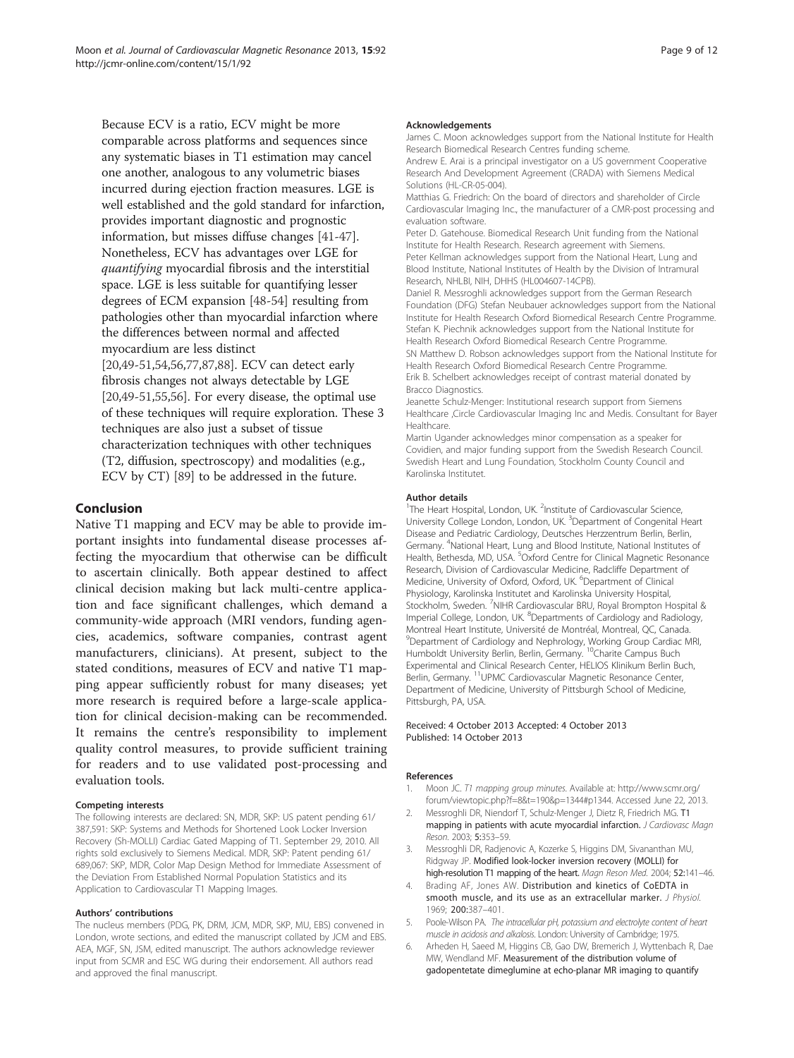Because ECV is a ratio, ECV might be more comparable across platforms and sequences since any systematic biases in T1 estimation may cancel one another, analogous to any volumetric biases incurred during ejection fraction measures. LGE is well established and the gold standard for infarction, provides important diagnostic and prognostic information, but misses diffuse changes [41-47]. Nonetheless, ECV has advantages over LGE for *quantifying* myocardial fibrosis and the interstitial space. LGE is less suitable for quantifying lesser degrees of ECM expansion [48-54] resulting from pathologies other than myocardial infarction where the differences between normal and affected myocardium are less distinct [20,49-51,54,56,77,87,88]. ECV can detect early fibrosis changes not always detectable by LGE [20,49-51,55,56]. For every disease, the optimal use of these techniques will require exploration. These 3 techniques are also just a subset of tissue characterization techniques with other techniques (T2, diffusion, spectroscopy) and modalities (e.g., ECV by CT) [89] to be addressed in the future.

## Conclusion

Native T1 mapping and ECV may be able to provide important insights into fundamental disease processes affecting the myocardium that otherwise can be difficult to ascertain clinically. Both appear destined to affect clinical decision making but lack multi-centre application and face significant challenges, which demand a community-wide approach (MRI vendors, funding agencies, academics, software companies, contrast agent manufacturers, clinicians). At present, subject to the stated conditions, measures of ECV and native T1 mapping appear sufficiently robust for many diseases; yet more research is required before a large-scale application for clinical decision-making can be recommended. It remains the centre's responsibility to implement quality control measures, to provide sufficient training for readers and to use validated post-processing and evaluation tools.

#### Competing interests

The following interests are declared: SN, MDR, SKP: US patent pending 61/387,591: SKP: Systems and Methods for Shortened Look Locker Inversion Recovery (Sh-MOLLI) Cardiac Gated Mapping of T1. September 29, 2010. All rights sold exclusively to Siemens Medical. MDR, SKP: Patent pending 61/689,067: SKP, MDR, Color Map Design Method for Immediate Assessment of the Deviation From Established Normal Population Statistics and its Application to Cardiovascular T1 Mapping Images.

#### Authors' contributions

The nucleus members (PDG, PK, DRM, JCM, MDR, SKP, MU, EBS) convened in London, wrote sections, and edited the manuscript collated by JCM and EBS. AEA, MGF, SN, JSM, edited manuscript. The authors acknowledge reviewer input from SCMR and ESC WG during their endorsement. All authors read and approved the final manuscript.

#### Acknowledgements

James C. Moon acknowledges support from the National Institute for Health Research Biomedical Research Centres funding scheme.
Andrew E. Arai is a principal investigator on a US government Cooperative Research And Development Agreement (CRADA) with Siemens Medical Solutions (HL-CR-05-004).
Matthias G. Friedrich: On the board of directors and shareholder of Circle Cardiovascular Imaging Inc., the manufacturer of a CMR-post processing and evaluation software.
Peter D. Gatehouse. Biomedical Research Unit funding from the National Institute for Health Research. Research agreement with Siemens.
Peter Kellman acknowledges support from the National Heart, Lung and Blood Institute, National Institutes of Health by the Division of Intramural Research, NHLBI, NIH, DHHS (HL004607-14CPB).
Daniel R. Messroghli acknowledges support from the German Research Foundation (DFG) Stefan Neubauer acknowledges support from the National Institute for Health Research Oxford Biomedical Research Centre Programme.
Stefan K. Piechnik acknowledges support from the National Institute for Health Research Oxford Biomedical Research Centre Programme.
SN Matthew D. Robson acknowledges support from the National Institute for Health Research Oxford Biomedical Research Centre Programme.
Erik B. Schelbert acknowledges receipt of contrast material donated by Bracco Diagnostics.
Jeanette Schulz-Menger: Institutional research support from Siemens Healthcare ,Circle Cardiovascular Imaging Inc and Medis. Consultant for Bayer Healthcare.
Martin Ugander acknowledges minor compensation as a speaker for Covidien, and major funding support from the Swedish Research Council. Swedish Heart and Lung Foundation, Stockholm County Council and Karolinska Institutet.

#### Author details

[1]The Heart Hospital, London, UK. [2]Institute of Cardiovascular Science, University College London, London, UK. [3]Department of Congenital Heart Disease and Pediatric Cardiology, Deutsches Herzzentrum Berlin, Berlin, Germany. [4]National Heart, Lung and Blood Institute, National Institutes of Health, Bethesda, MD, USA. [5]Oxford Centre for Clinical Magnetic Resonance Research, Division of Cardiovascular Medicine, Radcliffe Department of Medicine, University of Oxford, Oxford, UK. [6]Department of Clinical Physiology, Karolinska Institutet and Karolinska University Hospital, Stockholm, Sweden. [7]NIHR Cardiovascular BRU, Royal Brompton Hospital & Imperial College, London, UK. [8]Departments of Cardiology and Radiology, Montreal Heart Institute, Université de Montréal, Montreal, QC, Canada. [9]Department of Cardiology and Nephrology, Working Group Cardiac MRI, Humboldt University Berlin, Berlin, Germany. [10]Charite Campus Buch Experimental and Clinical Research Center, HELIOS Klinikum Berlin Buch, Berlin, Germany. [11]UPMC Cardiovascular Magnetic Resonance Center, Department of Medicine, University of Pittsburgh School of Medicine, Pittsburgh, PA, USA.

Received: 4 October 2013 Accepted: 4 October 2013
Published: 14 October 2013

#### References

1. Moon JC. *T1 mapping group minutes*. Available at: http://www.scmr.org/forum/viewtopic.php?f=8&t=190&p=1344#p1344. Accessed June 22, 2013.
2. Messroghli DR, Niendorf T, Schulz-Menger J, Dietz R, Friedrich MG. **T1 mapping in patients with acute myocardial infarction.** *J Cardiovasc Magn Reson.* 2003; **5**:353–59.
3. Messroghli DR, Radjenovic A, Kozerke S, Higgins DM, Sivananthan MU, Ridgway JP. **Modified look-locker inversion recovery (MOLLI) for high-resolution T1 mapping of the heart.** *Magn Reson Med.* 2004; **52**:141–46.
4. Brading AF, Jones AW. **Distribution and kinetics of CoEDTA in smooth muscle, and its use as an extracellular marker.** *J Physiol.* 1969; **200**:387–401.
5. Poole-Wilson PA. *The intracellular pH, potassium and electrolyte content of heart muscle in acidosis and alkalosis*. London: University of Cambridge; 1975.
6. Arheden H, Saeed M, Higgins CB, Gao DW, Bremerich J, Wyttenbach R, Dae MW, Wendland MF. **Measurement of the distribution volume of gadopentetate dimeglumine at echo-planar MR imaging to quantify**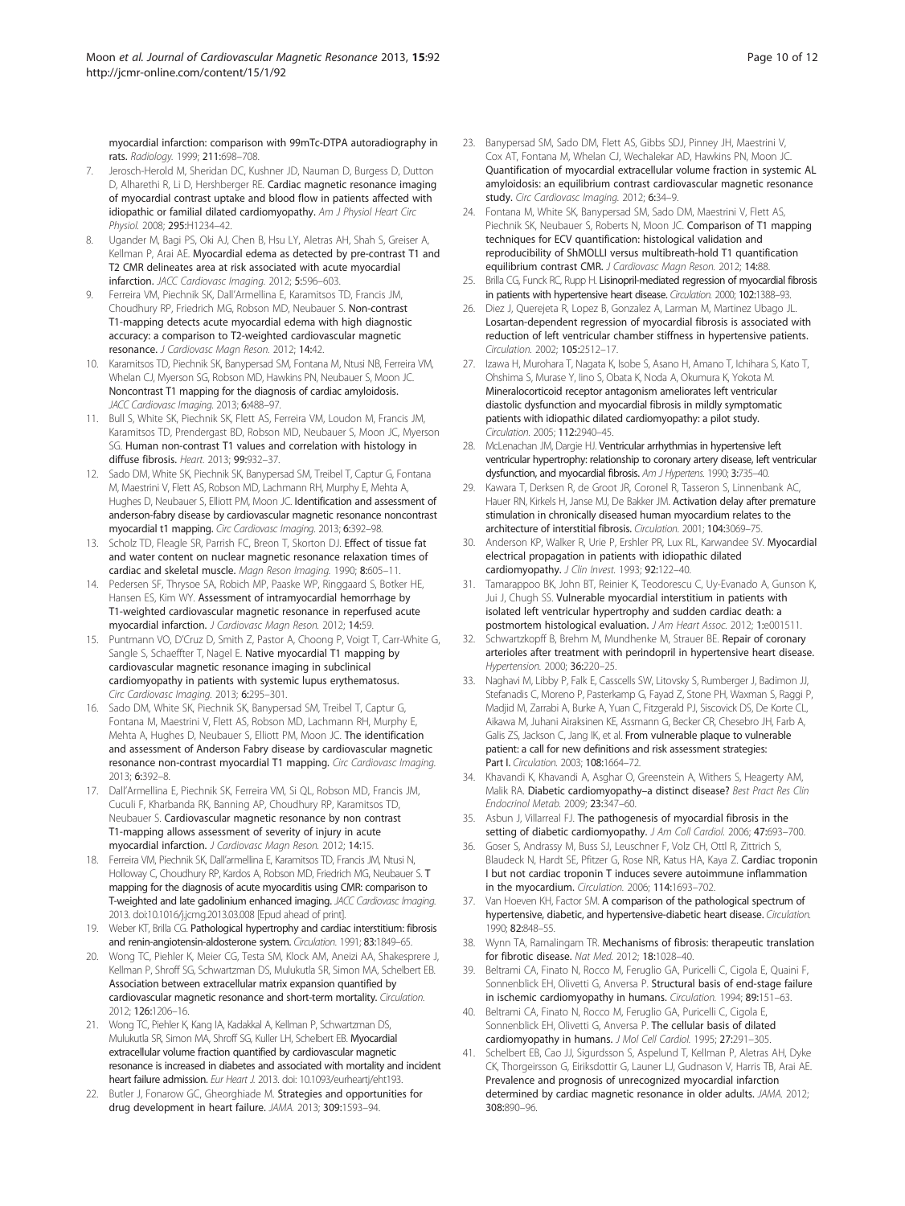myocardial infarction: comparison with 99mTc-DTPA autoradiography in rats. *Radiology.* 1999; **211**:698–708.

7. Jerosch-Herold M, Sheridan DC, Kushner JD, Nauman D, Burgess D, Dutton D, Alharethi R, Li D, Hershberger RE. **Cardiac magnetic resonance imaging of myocardial contrast uptake and blood flow in patients affected with idiopathic or familial dilated cardiomyopathy.** *Am J Physiol Heart Circ Physiol.* 2008; **295**:H1234–42.
8. Ugander M, Bagi PS, Oki AJ, Chen B, Hsu LY, Aletras AH, Shah S, Greiser A, Kellman P, Arai AE. **Myocardial edema as detected by pre-contrast T1 and T2 CMR delineates area at risk associated with acute myocardial infarction.** *JACC Cardiovasc Imaging.* 2012; **5**:596–603.
9. Ferreira VM, Piechnik SK, Dall'Armellina E, Karamitsos TD, Francis JM, Choudhury RP, Friedrich MG, Robson MD, Neubauer S. **Non-contrast T1-mapping detects acute myocardial edema with high diagnostic accuracy: a comparison to T2-weighted cardiovascular magnetic resonance.** *J Cardiovasc Magn Reson.* 2012; **14**:42.
10. Karamitsos TD, Piechnik SK, Banypersad SM, Fontana M, Ntusi NB, Ferreira VM, Whelan CJ, Myerson SG, Robson MD, Hawkins PN, Neubauer S, Moon JC. **Noncontrast T1 mapping for the diagnosis of cardiac amyloidosis.** *JACC Cardiovasc Imaging.* 2013; **6**:488–97.
11. Bull S, White SK, Piechnik SK, Flett AS, Ferreira VM, Loudon M, Francis JM, Karamitsos TD, Prendergast BD, Robson MD, Neubauer S, Moon JC, Myerson SG. **Human non-contrast T1 values and correlation with histology in diffuse fibrosis.** *Heart.* 2013; **99**:932–37.
12. Sado DM, White SK, Piechnik SK, Banypersad SM, Treibel T, Captur G, Fontana M, Maestrini V, Flett AS, Robson MD, Lachmann RH, Murphy E, Mehta A, Hughes D, Neubauer S, Elliott PM, Moon JC. **Identification and assessment of anderson-fabry disease by cardiovascular magnetic resonance noncontrast myocardial t1 mapping.** *Circ Cardiovasc Imaging.* 2013; **6**:392–98.
13. Scholz TD, Fleagle SR, Parrish FC, Breon T, Skorton DJ. **Effect of tissue fat and water content on nuclear magnetic resonance relaxation times of cardiac and skeletal muscle.** *Magn Reson Imaging.* 1990; **8**:605–11.
14. Pedersen SF, Thrysoe SA, Robich MP, Paaske WP, Ringgaard S, Botker HE, Hansen ES, Kim WY. **Assessment of intramyocardial hemorrhage by T1-weighted cardiovascular magnetic resonance in reperfused acute myocardial infarction.** *J Cardiovasc Magn Reson.* 2012; **14**:59.
15. Puntmann VO, D'Cruz D, Smith Z, Pastor A, Choong P, Voigt T, Carr-White G, Sangle S, Schaeffter T, Nagel E. **Native myocardial T1 mapping by cardiovascular magnetic resonance imaging in subclinical cardiomyopathy in patients with systemic lupus erythematosus.** *Circ Cardiovasc Imaging.* 2013; **6**:295–301.
16. Sado DM, White SK, Piechnik SK, Banypersad SM, Treibel T, Captur G, Fontana M, Maestrini V, Flett AS, Robson MD, Lachmann RH, Murphy E, Mehta A, Hughes D, Neubauer S, Elliott PM, Moon JC. **The identification and assessment of Anderson Fabry disease by cardiovascular magnetic resonance non-contrast myocardial T1 mapping.** *Circ Cardiovasc Imaging.* 2013; **6**:392–8.
17. Dall'Armellina E, Piechnik SK, Ferreira VM, Si QL, Robson MD, Francis JM, Cuculi F, Kharbanda RK, Banning AP, Choudhury RP, Karamitsos TD, Neubauer S. **Cardiovascular magnetic resonance by non contrast T1-mapping allows assessment of severity of injury in acute myocardial infarction.** *J Cardiovasc Magn Reson.* 2012; **14**:15.
18. Ferreira VM, Piechnik SK, Dall'armellina E, Karamitsos TD, Francis JM, Ntusi N, Holloway C, Choudhury RP, Kardos A, Robson MD, Friedrich MG, Neubauer S. **T mapping for the diagnosis of acute myocarditis using CMR: comparison to T-weighted and late gadolinium enhanced imaging.** *JACC Cardiovasc Imaging.* 2013. doi:10.1016/j.jcmg.2013.03.008 [Epud ahead of print].
19. Weber KT, Brilla CG. **Pathological hypertrophy and cardiac interstitium: fibrosis and renin-angiotensin-aldosterone system.** *Circulation.* 1991; **83**:1849–65.
20. Wong TC, Piehler K, Meier CG, Testa SM, Klock AM, Aneizi AA, Shakesprere J, Kellman P, Shroff SG, Schwartzman DS, Mulukutla SR, Simon MA, Schelbert EB. **Association between extracellular matrix expansion quantified by cardiovascular magnetic resonance and short-term mortality.** *Circulation.* 2012; **126**:1206–16.
21. Wong TC, Piehler K, Kang IA, Kadakkal A, Kellman P, Schwartzman DS, Mulukutla SR, Simon MA, Shroff SG, Kuller LH, Schelbert EB. **Myocardial extracellular volume fraction quantified by cardiovascular magnetic resonance is increased in diabetes and associated with mortality and incident heart failure admission.** *Eur Heart J.* 2013. doi: 10.1093/eurheartj/eht193.
22. Butler J, Fonarow GC, Gheorghiade M. **Strategies and opportunities for drug development in heart failure.** *JAMA.* 2013; **309**:1593–94.
23. Banypersad SM, Sado DM, Flett AS, Gibbs SDJ, Pinney JH, Maestrini V, Cox AT, Fontana M, Whelan CJ, Wechalekar AD, Hawkins PN, Moon JC. **Quantification of myocardial extracellular volume fraction in systemic AL amyloidosis: an equilibrium contrast cardiovascular magnetic resonance study.** *Circ Cardiovasc Imaging.* 2012; **6**:34–9.
24. Fontana M, White SK, Banypersad SM, Sado DM, Maestrini V, Flett AS, Piechnik SK, Neubauer S, Roberts N, Moon JC. **Comparison of T1 mapping techniques for ECV quantification: histological validation and reproducibility of ShMOLLI versus multibreath-hold T1 quantification equilibrium contrast CMR.** *J Cardiovasc Magn Reson.* 2012; **14**:88.
25. Brilla CG, Funck RC, Rupp H. **Lisinopril-mediated regression of myocardial fibrosis in patients with hypertensive heart disease.** *Circulation.* 2000; **102**:1388–93.
26. Diez J, Querejeta R, Lopez B, Gonzalez A, Larman M, Martinez Ubago JL. **Losartan-dependent regression of myocardial fibrosis is associated with reduction of left ventricular chamber stiffness in hypertensive patients.** *Circulation.* 2002; **105**:2512–17.
27. Izawa H, Murohara T, Nagata K, Isobe S, Asano H, Amano T, Ichihara S, Kato T, Ohshima S, Murase Y, Iino S, Obata K, Noda A, Okumura K, Yokota M. **Mineralocorticoid receptor antagonism ameliorates left ventricular diastolic dysfunction and myocardial fibrosis in mildly symptomatic patients with idiopathic dilated cardiomyopathy: a pilot study.** *Circulation.* 2005; **112**:2940–45.
28. McLenachan JM, Dargie HJ. **Ventricular arrhythmias in hypertensive left ventricular hypertrophy: relationship to coronary artery disease, left ventricular dysfunction, and myocardial fibrosis.** *Am J Hypertens.* 1990; **3**:735–40.
29. Kawara T, Derksen R, de Groot JR, Coronel R, Tasseron S, Linnenbank AC, Hauer RN, Kirkels H, Janse MJ, De Bakker JM. **Activation delay after premature stimulation in chronically diseased human myocardium relates to the architecture of interstitial fibrosis.** *Circulation.* 2001; **104**:3069–75.
30. Anderson KP, Walker R, Urie P, Ershler PR, Lux RL, Karwandee SV. **Myocardial electrical propagation in patients with idiopathic dilated cardiomyopathy.** *J Clin Invest.* 1993; **92**:122–40.
31. Tamarappoo BK, John BT, Reinier K, Teodorescu C, Uy-Evanado A, Gunson K, Jui J, Chugh SS. **Vulnerable myocardial interstitium in patients with isolated left ventricular hypertrophy and sudden cardiac death: a postmortem histological evaluation.** *J Am Heart Assoc.* 2012; **1**:e001511.
32. Schwartzkopff B, Brehm M, Mundhenke M, Strauer BE. **Repair of coronary arterioles after treatment with perindopril in hypertensive heart disease.** *Hypertension.* 2000; **36**:220–25.
33. Naghavi M, Libby P, Falk E, Casscells SW, Litovsky S, Rumberger J, Badimon JJ, Stefanadis C, Moreno P, Pasterkamp G, Fayad Z, Stone PH, Waxman S, Raggi P, Madjid M, Zarrabi A, Burke A, Yuan C, Fitzgerald PJ, Siscovick DS, De Korte CL, Aikawa M, Juhani Airaksinen KE, Assmann G, Becker CR, Chesebro JH, Farb A, Galis ZS, Jackson C, Jang IK, et al. **From vulnerable plaque to vulnerable patient: a call for new definitions and risk assessment strategies: Part I.** *Circulation.* 2003; **108**:1664–72.
34. Khavandi K, Khavandi A, Asghar O, Greenstein A, Withers S, Heagerty AM, Malik RA. **Diabetic cardiomyopathy–a distinct disease?** *Best Pract Res Clin Endocrinol Metab.* 2009; **23**:347–60.
35. Asbun J, Villarreal FJ. **The pathogenesis of myocardial fibrosis in the setting of diabetic cardiomyopathy.** *J Am Coll Cardiol.* 2006; **47**:693–700.
36. Goser S, Andrassy M, Buss SJ, Leuschner F, Volz CH, Ottl R, Zittrich S, Blaudeck N, Hardt SE, Pfitzer G, Rose NR, Katus HA, Kaya Z. **Cardiac troponin I but not cardiac troponin T induces severe autoimmune inflammation in the myocardium.** *Circulation.* 2006; **114**:1693–702.
37. Van Hoeven KH, Factor SM. **A comparison of the pathological spectrum of hypertensive, diabetic, and hypertensive-diabetic heart disease.** *Circulation.* 1990; **82**:848–55.
38. Wynn TA, Ramalingam TR. **Mechanisms of fibrosis: therapeutic translation for fibrotic disease.** *Nat Med.* 2012; **18**:1028–40.
39. Beltrami CA, Finato N, Rocco M, Feruglio GA, Puricelli C, Cigola E, Quaini F, Sonnenblick EH, Olivetti G, Anversa P. **Structural basis of end-stage failure in ischemic cardiomyopathy in humans.** *Circulation.* 1994; **89**:151–63.
40. Beltrami CA, Finato N, Rocco M, Feruglio GA, Puricelli C, Cigola E, Sonnenblick EH, Olivetti G, Anversa P. **The cellular basis of dilated cardiomyopathy in humans.** *J Mol Cell Cardiol.* 1995; **27**:291–305.
41. Schelbert EB, Cao JJ, Sigurdsson S, Aspelund T, Kellman P, Aletras AH, Dyke CK, Thorgeirsson G, Eiriksdottir G, Launer LJ, Gudnason V, Harris TB, Arai AE. **Prevalence and prognosis of unrecognized myocardial infarction determined by cardiac magnetic resonance in older adults.** *JAMA.* 2012; **308**:890–96.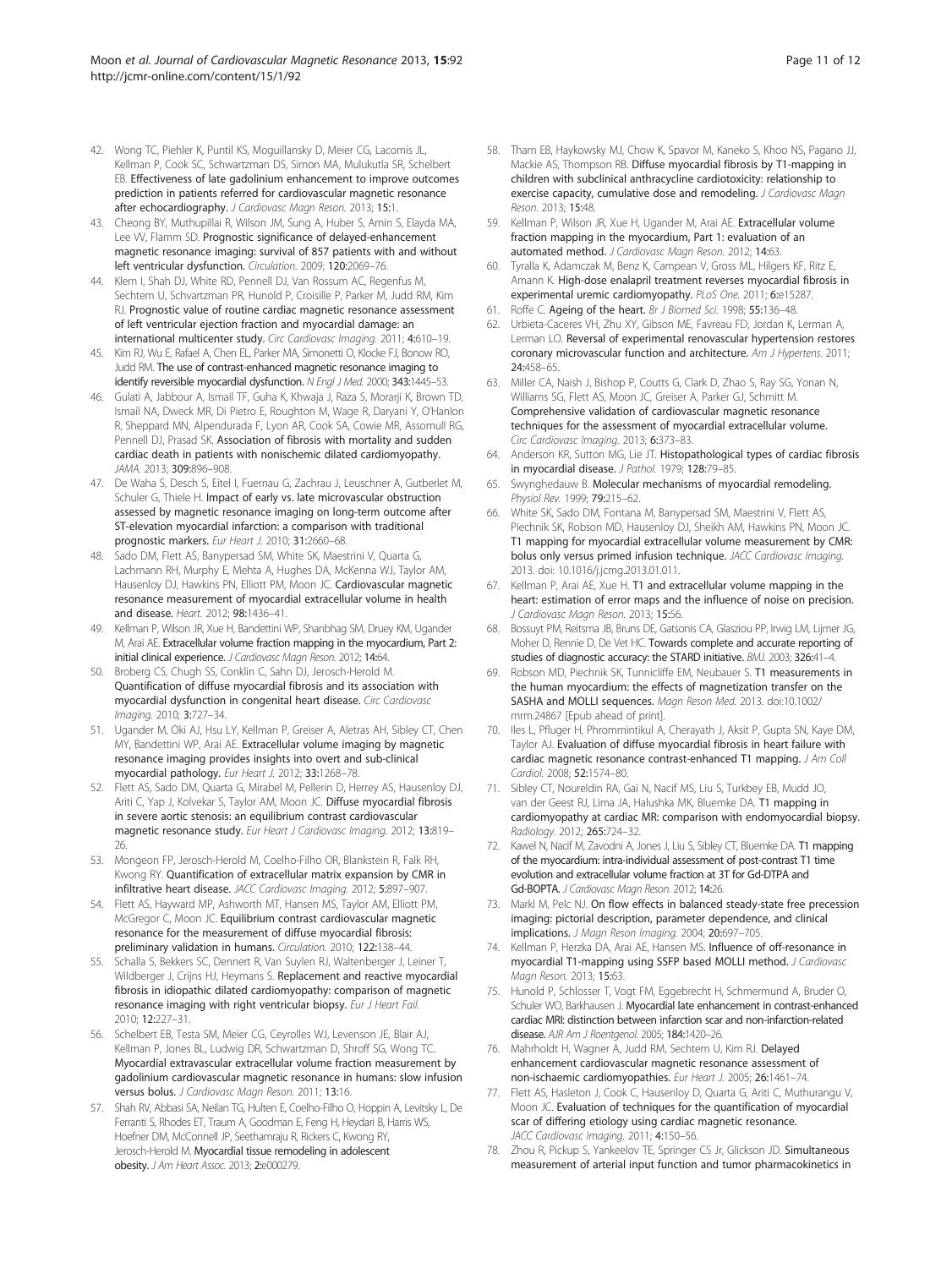42. Wong TC, Piehler K, Puntil KS, Moguillansky D, Meier CG, Lacomis JL, Kellman P, Cook SC, Schwartzman DS, Simon MA, Mulukutla SR, Schelbert EB. Effectiveness of late gadolinium enhancement to improve outcomes prediction in patients referred for cardiovascular magnetic resonance after echocardiography. *J Cardiovasc Magn Reson.* 2013; **15**:1.
43. Cheong BY, Muthupillai R, Wilson JM, Sung A, Huber S, Amin S, Elayda MA, Lee VV, Flamm SD. Prognostic significance of delayed-enhancement magnetic resonance imaging: survival of 857 patients with and without left ventricular dysfunction. *Circulation.* 2009; **120**:2069–76.
44. Klem I, Shah DJ, White RD, Pennell DJ, Van Rossum AC, Regenfus M, Sechtem U, Schvartzman PR, Hunold P, Croisille P, Parker M, Judd RM, Kim RJ. Prognostic value of routine cardiac magnetic resonance assessment of left ventricular ejection fraction and myocardial damage: an international multicenter study. *Circ Cardiovasc Imaging.* 2011; **4**:610–19.
45. Kim RJ, Wu E, Rafael A, Chen EL, Parker MA, Simonetti O, Klocke FJ, Bonow RO, Judd RM. The use of contrast-enhanced magnetic resonance imaging to identify reversible myocardial dysfunction. *N Engl J Med.* 2000; **343**:1445–53.
46. Gulati A, Jabbour A, Ismail TF, Guha K, Khwaja J, Raza S, Morarji K, Brown TD, Ismail NA, Dweck MR, Di Pietro E, Roughton M, Wage R, Daryani Y, O'Hanlon R, Sheppard MN, Alpendurada F, Lyon AR, Cook SA, Cowie MR, Assomull RG, Pennell DJ, Prasad SK. Association of fibrosis with mortality and sudden cardiac death in patients with nonischemic dilated cardiomyopathy. *JAMA.* 2013; **309**:896–908.
47. De Waha S, Desch S, Eitel I, Fuernau G, Zachrau J, Leuschner A, Gutberlet M, Schuler G, Thiele H. Impact of early vs. late microvascular obstruction assessed by magnetic resonance imaging on long-term outcome after ST-elevation myocardial infarction: a comparison with traditional prognostic markers. *Eur Heart J.* 2010; **31**:2660–68.
48. Sado DM, Flett AS, Banypersad SM, White SK, Maestrini V, Quarta G, Lachmann RH, Murphy E, Mehta A, Hughes DA, McKenna WJ, Taylor AM, Hausenloy DJ, Hawkins PN, Elliott PM, Moon JC. Cardiovascular magnetic resonance measurement of myocardial extracellular volume in health and disease. *Heart.* 2012; **98**:1436–41.
49. Kellman P, Wilson JR, Xue H, Bandettini WP, Shanbhag SM, Druey KM, Ugander M, Arai AE. Extracellular volume fraction mapping in the myocardium, Part 2: initial clinical experience. *J Cardiovasc Magn Reson.* 2012; **14**:64.
50. Broberg CS, Chugh SS, Conklin C, Sahn DJ, Jerosch-Herold M. Quantification of diffuse myocardial fibrosis and its association with myocardial dysfunction in congenital heart disease. *Circ Cardiovasc Imaging.* 2010; **3**:727–34.
51. Ugander M, Oki AJ, Hsu LY, Kellman P, Greiser A, Aletras AH, Sibley CT, Chen MY, Bandettini WP, Arai AE. Extracellular volume imaging by magnetic resonance imaging provides insights into overt and sub-clinical myocardial pathology. *Eur Heart J.* 2012; **33**:1268–78.
52. Flett AS, Sado DM, Quarta G, Mirabel M, Pellerin D, Herrey AS, Hausenloy DJ, Ariti C, Yap J, Kolvekar S, Taylor AM, Moon JC. Diffuse myocardial fibrosis in severe aortic stenosis: an equilibrium contrast cardiovascular magnetic resonance study. *Eur Heart J Cardiovasc Imaging.* 2012; **13**:819–26.
53. Mongeon FP, Jerosch-Herold M, Coelho-Filho OR, Blankstein R, Falk RH, Kwong RY. Quantification of extracellular matrix expansion by CMR in infiltrative heart disease. *JACC Cardiovasc Imaging.* 2012; **5**:897–907.
54. Flett AS, Hayward MP, Ashworth MT, Hansen MS, Taylor AM, Elliott PM, McGregor C, Moon JC. Equilibrium contrast cardiovascular magnetic resonance for the measurement of diffuse myocardial fibrosis: preliminary validation in humans. *Circulation.* 2010; **122**:138–44.
55. Schalla S, Bekkers SC, Dennert R, Van Suylen RJ, Waltenberger J, Leiner T, Wildberger J, Crijns HJ, Heymans S. Replacement and reactive myocardial fibrosis in idiopathic dilated cardiomyopathy: comparison of magnetic resonance imaging with right ventricular biopsy. *Eur J Heart Fail.* 2010; **12**:227–31.
56. Schelbert EB, Testa SM, Meier CG, Ceyrolles WJ, Levenson JE, Blair AJ, Kellman P, Jones BL, Ludwig DR, Schwartzman D, Shroff SG, Wong TC. Myocardial extravascular extracellular volume fraction measurement by gadolinium cardiovascular magnetic resonance in humans: slow infusion versus bolus. *J Cardiovasc Magn Reson.* 2011; **13**:16.
57. Shah RV, Abbasi SA, Neilan TG, Hulten E, Coelho-Filho O, Hoppin A, Levitsky L, De Ferranti S, Rhodes ET, Traum A, Goodman E, Feng H, Heydari B, Harris WS, Hoefner DM, McConnell JP, Seethamraju R, Rickers C, Kwong RY, Jerosch-Herold M. Myocardial tissue remodeling in adolescent obesity. *J Am Heart Assoc.* 2013; **2**:e000279.
58. Tham EB, Haykowsky MJ, Chow K, Spavor M, Kaneko S, Khoo NS, Pagano JJ, Mackie AS, Thompson RB. Diffuse myocardial fibrosis by T1-mapping in children with subclinical anthracycline cardiotoxicity: relationship to exercise capacity, cumulative dose and remodeling. *J Cardiovasc Magn Reson.* 2013; **15**:48.
59. Kellman P, Wilson JR, Xue H, Ugander M, Arai AE. Extracellular volume fraction mapping in the myocardium, Part 1: evaluation of an automated method. *J Cardiovasc Magn Reson.* 2012; **14**:63.
60. Tyralla K, Adamczak M, Benz K, Campean V, Gross ML, Hilgers KF, Ritz E, Amann K. High-dose enalapril treatment reverses myocardial fibrosis in experimental uremic cardiomyopathy. *PLoS One.* 2011; **6**:e15287.
61. Roffe C. Ageing of the heart. *Br J Biomed Sci.* 1998; **55**:136–48.
62. Urbieta-Caceres VH, Zhu XY, Gibson ME, Favreau FD, Jordan K, Lerman A, Lerman LO. Reversal of experimental renovascular hypertension restores coronary microvascular function and architecture. *Am J Hypertens.* 2011; **24**:458–65.
63. Miller CA, Naish J, Bishop P, Coutts G, Clark D, Zhao S, Ray SG, Yonan N, Williams SG, Flett AS, Moon JC, Greiser A, Parker GJ, Schmitt M. Comprehensive validation of cardiovascular magnetic resonance techniques for the assessment of myocardial extracellular volume. *Circ Cardiovasc Imaging.* 2013; **6**:373–83.
64. Anderson KR, Sutton MG, Lie JT. Histopathological types of cardiac fibrosis in myocardial disease. *J Pathol.* 1979; **128**:79–85.
65. Swynghedauw B. Molecular mechanisms of myocardial remodeling. *Physiol Rev.* 1999; **79**:215–62.
66. White SK, Sado DM, Fontana M, Banypersad SM, Maestrini V, Flett AS, Piechnik SK, Robson MD, Hausenloy DJ, Sheikh AM, Hawkins PN, Moon JC. T1 mapping for myocardial extracellular volume measurement by CMR: bolus only versus primed infusion technique. *JACC Cardiovasc Imaging.* 2013. doi: 10.1016/j.jcmg.2013.01.011.
67. Kellman P, Arai AE, Xue H. T1 and extracellular volume mapping in the heart: estimation of error maps and the influence of noise on precision. *J Cardiovasc Magn Reson.* 2013; **15**:56.
68. Bossuyt PM, Reitsma JB, Bruns DE, Gatsonis CA, Glasziou PP, Irwig LM, Lijmer JG, Moher D, Rennie D, De Vet HC. Towards complete and accurate reporting of studies of diagnostic accuracy: the STARD initiative. *BMJ.* 2003; **326**:41–4.
69. Robson MD, Piechnik SK, Tunnicliffe EM, Neubauer S. T1 measurements in the human myocardium: the effects of magnetization transfer on the SASHA and MOLLI sequences. *Magn Reson Med.* 2013. doi:10.1002/mrm.24867 [Epub ahead of print].
70. Iles L, Pfluger H, Phrommintikul A, Cherayath J, Aksit P, Gupta SN, Kaye DM, Taylor AJ. Evaluation of diffuse myocardial fibrosis in heart failure with cardiac magnetic resonance contrast-enhanced T1 mapping. *J Am Coll Cardiol.* 2008; **52**:1574–80.
71. Sibley CT, Noureldin RA, Gai N, Nacif MS, Liu S, Turkbey EB, Mudd JO, van der Geest RJ, Lima JA, Halushka MK, Bluemke DA. T1 mapping in cardiomyopathy at cardiac MR: comparison with endomyocardial biopsy. *Radiology.* 2012; **265**:724–32.
72. Kawel N, Nacif M, Zavodni A, Jones J, Liu S, Sibley CT, Bluemke DA. T1 mapping of the myocardium: intra-individual assessment of post-contrast T1 time evolution and extracellular volume fraction at 3T for Gd-DTPA and Gd-BOPTA. *J Cardiovasc Magn Reson.* 2012; **14**:26.
73. Markl M, Pelc NJ. On flow effects in balanced steady-state free precession imaging: pictorial description, parameter dependence, and clinical implications. *J Magn Reson Imaging.* 2004; **20**:697–705.
74. Kellman P, Herzka DA, Arai AE, Hansen MS. Influence of off-resonance in myocardial T1-mapping using SSFP based MOLLI method. *J Cardiovasc Magn Reson.* 2013; **15**:63.
75. Hunold P, Schlosser T, Vogt FM, Eggebrecht H, Schmermund A, Bruder O, Schuler WO, Barkhausen J. Myocardial late enhancement in contrast-enhanced cardiac MRI: distinction between infarction scar and non-infarction-related disease. *AJR Am J Roentgenol.* 2005; **184**:1420–26.
76. Mahrholdt H, Wagner A, Judd RM, Sechtem U, Kim RJ. Delayed enhancement cardiovascular magnetic resonance assessment of non-ischaemic cardiomyopathies. *Eur Heart J.* 2005; **26**:1461–74.
77. Flett AS, Hasleton J, Cook C, Hausenloy D, Quarta G, Ariti C, Muthurangu V, Moon JC. Evaluation of techniques for the quantification of myocardial scar of differing etiology using cardiac magnetic resonance. *JACC Cardiovasc Imaging.* 2011; **4**:150–56.
78. Zhou R, Pickup S, Yankeelov TE, Springer CS Jr, Glickson JD. Simultaneous measurement of arterial input function and tumor pharmacokinetics in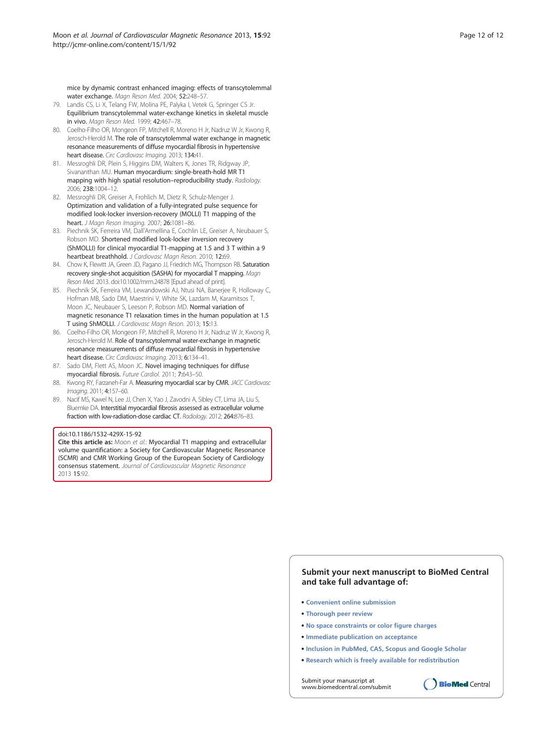mice by dynamic contrast enhanced imaging: effects of transcytolemmal water exchange. *Magn Reson Med.* 2004; **52**:248–57.

79. Landis CS, Li X, Telang FW, Molina PE, Palyka I, Vetek G, Springer CS Jr. **Equilibrium transcytolemmal water-exchange kinetics in skeletal muscle in vivo.** *Magn Reson Med.* 1999; **42**:467–78.
80. Coelho-Filho OR, Mongeon FP, Mitchell R, Moreno H Jr, Nadruz W Jr, Kwong R, Jerosch-Herold M. **The role of transcytolemmal water exchange in magnetic resonance measurements of diffuse myocardial fibrosis in hypertensive heart disease.** *Circ Cardiovasc Imaging.* 2013; **134**:41.
81. Messroghli DR, Plein S, Higgins DM, Walters K, Jones TR, Ridgway JP, Sivananthan MU. **Human myocardium: single-breath-hold MR T1 mapping with high spatial resolution–reproducibility study.** *Radiology.* 2006; **238**:1004–12.
82. Messroghli DR, Greiser A, Frohlich M, Dietz R, Schulz-Menger J. **Optimization and validation of a fully-integrated pulse sequence for modified look-locker inversion-recovery (MOLLI) T1 mapping of the heart.** *J Magn Reson Imaging.* 2007; **26**:1081–86.
83. Piechnik SK, Ferreira VM, Dall'Armellina E, Cochlin LE, Greiser A, Neubauer S, Robson MD. **Shortened modified look-locker inversion recovery (ShMOLLI) for clinical myocardial T1-mapping at 1.5 and 3 T within a 9 heartbeat breathhold.** *J Cardiovasc Magn Reson.* 2010; **12**:69.
84. Chow K, Flewitt JA, Green JD, Pagano JJ, Friedrich MG, Thompson RB. **Saturation recovery single-shot acquisition (SASHA) for myocardial T mapping.** *Magn Reson Med.* 2013. doi:10.1002/mrm.24878 [Epud ahead of print].
85. Piechnik SK, Ferreira VM, Lewandowski AJ, Ntusi NA, Banerjee R, Holloway C, Hofman MB, Sado DM, Maestrini V, White SK, Lazdam M, Karamitsos T, Moon JC, Neubauer S, Leeson P, Robson MD. **Normal variation of magnetic resonance T1 relaxation times in the human population at 1.5 T using ShMOLLI.** *J Cardiovasc Magn Reson.* 2013; **15**:13.
86. Coelho-Filho OR, Mongeon FP, Mitchell R, Moreno H Jr, Nadruz W Jr, Kwong R, Jerosch-Herold M. **Role of transcytolemmal water-exchange in magnetic resonance measurements of diffuse myocardial fibrosis in hypertensive heart disease.** *Circ Cardiovasc Imaging.* 2013; **6**:134–41.
87. Sado DM, Flett AS, Moon JC. **Novel imaging techniques for diffuse myocardial fibrosis.** *Future Cardiol.* 2011; **7**:643–50.
88. Kwong RY, Farzaneh-Far A. **Measuring myocardial scar by CMR.** *JACC Cardiovasc Imaging.* 2011; **4**:157–60.
89. Nacif MS, Kawel N, Lee JJ, Chen X, Yao J, Zavodni A, Sibley CT, Lima JA, Liu S, Bluemke DA. **Interstitial myocardial fibrosis assessed as extracellular volume fraction with low-radiation-dose cardiac CT.** *Radiology.* 2012; **264**:876–83.

doi:10.1186/1532-429X-15-92
**Cite this article as:** Moon *et al.*: Myocardial T1 mapping and extracellular volume quantification: a Society for Cardiovascular Magnetic Resonance (SCMR) and CMR Working Group of the European Society of Cardiology consensus statement. *Journal of Cardiovascular Magnetic Resonance* 2013 **15**:92.

**Submit your next manuscript to BioMed Central and take full advantage of:**

- **Convenient online submission**
- **Thorough peer review**
- **No space constraints or color figure charges**
- **Immediate publication on acceptance**
- **Inclusion in PubMed, CAS, Scopus and Google Scholar**
- **Research which is freely available for redistribution**

Submit your manuscript at
www.biomedcentral.com/submit

BioMed Central